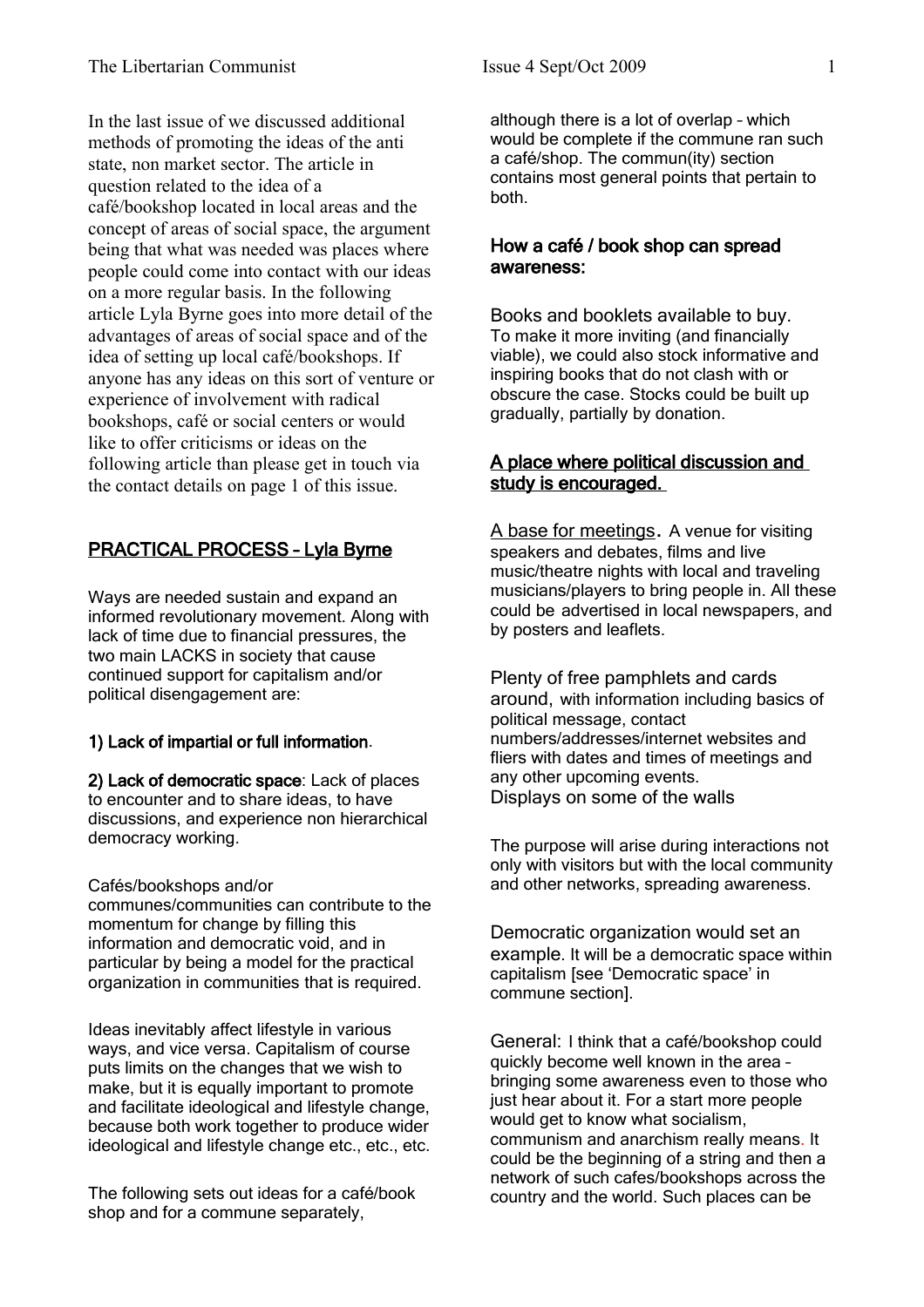In the last issue of we discussed additional methods of promoting the ideas of the anti state, non market sector. The article in question related to the idea of a café/bookshop located in local areas and the concept of areas of social space, the argument being that what was needed was places where people could come into contact with our ideas on a more regular basis. In the following article Lyla Byrne goes into more detail of the advantages of areas of social space and of the idea of setting up local café/bookshops. If anyone has any ideas on this sort of venture or experience of involvement with radical bookshops, café or social centers or would like to offer criticisms or ideas on the following article than please get in touch via the contact details on page 1 of this issue.

## PRACTICAL PROCESS – Lyla Byrne

Ways are needed sustain and expand an informed revolutionary movement. Along with lack of time due to financial pressures, the two main LACKS in society that cause continued support for capitalism and/or political disengagement are:

**1) Lack of impartial or full information**.

**2) Lack of democratic space**: Lack of places to encounter and to share ideas, to have discussions, and experience non hierarchical democracy working.

Cafés/bookshops and/or communes/communities can contribute to the momentum for change by filling this information and democratic void, and in particular by being a model for the practical organization in communities that is required.

Ideas inevitably affect lifestyle in various ways, and vice versa. Capitalism of course puts limits on the changes that we wish to make, but it is equally important to promote and facilitate ideological and lifestyle change, because both work together to produce wider ideological and lifestyle change etc., etc., etc.

The following sets out ideas for a café/book shop and for a commune separately, although there is a lot of overlap – which would be complete if the commune ran such a café/shop. The commun(ity) section contains most general points that pertain to both.

### How a café / book shop can spread awareness:

Books and booklets available to buy. To make it more inviting (and financially viable), we could also stock informative and inspiring books that do not clash with or obscure the case. Stocks could be built up gradually, partially by donation.

### A place where political discussion and study is encouraged.

A base for meetings. A venue for visiting speakers and debates, films and live music/theatre nights with local and traveling musicians/players to bring people in. All these could be advertised in local newspapers, and by posters and leaflets.

Plenty of free pamphlets and cards around, with information including basics of political message, contact numbers/addresses/internet websites and fliers with dates and times of meetings and any other upcoming events.
Displays on some of the walls

The purpose will arise during interactions not only with visitors but with the local community and other networks, spreading awareness.

Democratic organization would set an example. It will be a democratic space within capitalism [see 'Democratic space' in commune section].

General: I think that a café/bookshop could quickly become well known in the area – bringing some awareness even to those who just hear about it. For a start more people would get to know what socialism, communism and anarchism really means. It could be the beginning of a string and then a network of such cafes/bookshops across the country and the world. Such places can be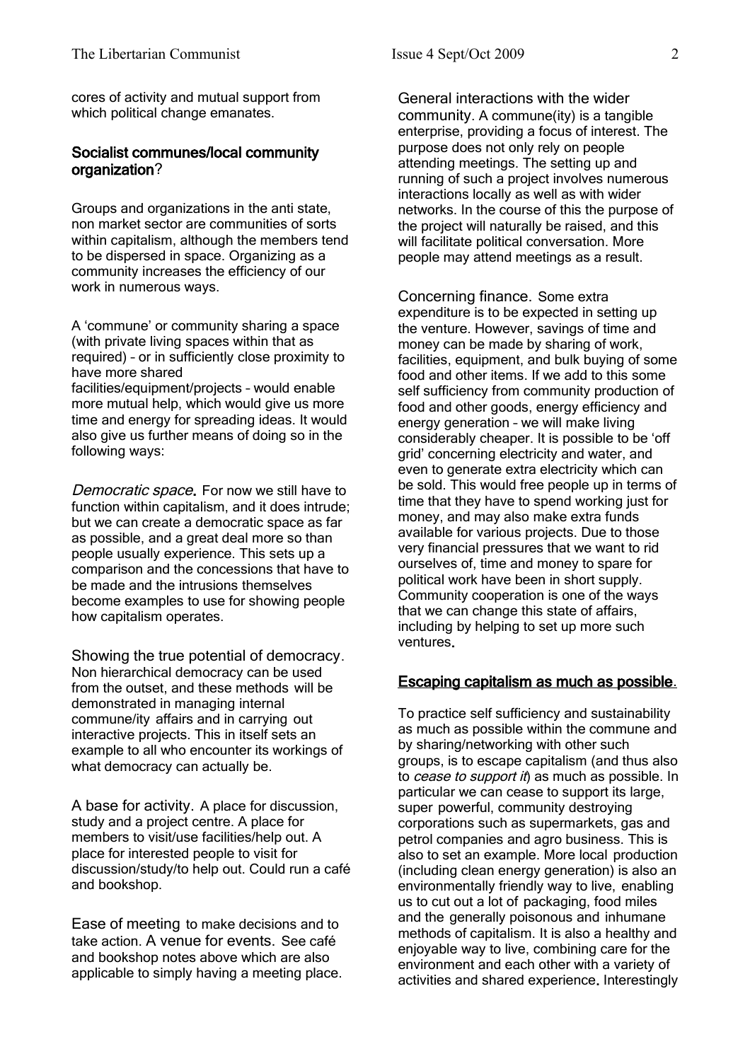cores of activity and mutual support from which political change emanates.

## Socialist communes/local community organization?

Groups and organizations in the anti state, non market sector are communities of sorts within capitalism, although the members tend to be dispersed in space. Organizing as a community increases the efficiency of our work in numerous ways.

A 'commune' or community sharing a space (with private living spaces within that as required) – or in sufficiently close proximity to have more shared facilities/equipment/projects – would enable more mutual help, which would give us more time and energy for spreading ideas. It would also give us further means of doing so in the following ways:

*Democratic space*. For now we still have to function within capitalism, and it does intrude; but we can create a democratic space as far as possible, and a great deal more so than people usually experience. This sets up a comparison and the concessions that have to be made and the intrusions themselves become examples to use for showing people how capitalism operates.

Showing the true potential of democracy. Non hierarchical democracy can be used from the outset, and these methods will be demonstrated in managing internal commune/ity affairs and in carrying out interactive projects. This in itself sets an example to all who encounter its workings of what democracy can actually be.

A base for activity. A place for discussion, study and a project centre. A place for members to visit/use facilities/help out. A place for interested people to visit for discussion/study/to help out. Could run a café and bookshop.

Ease of meeting to make decisions and to take action. A venue for events. See café and bookshop notes above which are also applicable to simply having a meeting place.

General interactions with the wider community. A commune(ity) is a tangible enterprise, providing a focus of interest. The purpose does not only rely on people attending meetings. The setting up and running of such a project involves numerous interactions locally as well as with wider networks. In the course of this the purpose of the project will naturally be raised, and this will facilitate political conversation. More people may attend meetings as a result.

Concerning finance. Some extra expenditure is to be expected in setting up the venture. However, savings of time and money can be made by sharing of work, facilities, equipment, and bulk buying of some food and other items. If we add to this some self sufficiency from community production of food and other goods, energy efficiency and energy generation – we will make living considerably cheaper. It is possible to be 'off grid' concerning electricity and water, and even to generate extra electricity which can be sold. This would free people up in terms of time that they have to spend working just for money, and may also make extra funds available for various projects. Due to those very financial pressures that we want to rid ourselves of, time and money to spare for political work have been in short supply. Community cooperation is one of the ways that we can change this state of affairs, including by helping to set up more such ventures.

## Escaping capitalism as much as possible.

To practice self sufficiency and sustainability as much as possible within the commune and by sharing/networking with other such groups, is to escape capitalism (and thus also to *cease to support it*) as much as possible. In particular we can cease to support its large, super powerful, community destroying corporations such as supermarkets, gas and petrol companies and agro business. This is also to set an example. More local production (including clean energy generation) is also an environmentally friendly way to live, enabling us to cut out a lot of packaging, food miles and the generally poisonous and inhumane methods of capitalism. It is also a healthy and enjoyable way to live, combining care for the environment and each other with a variety of activities and shared experience. Interestingly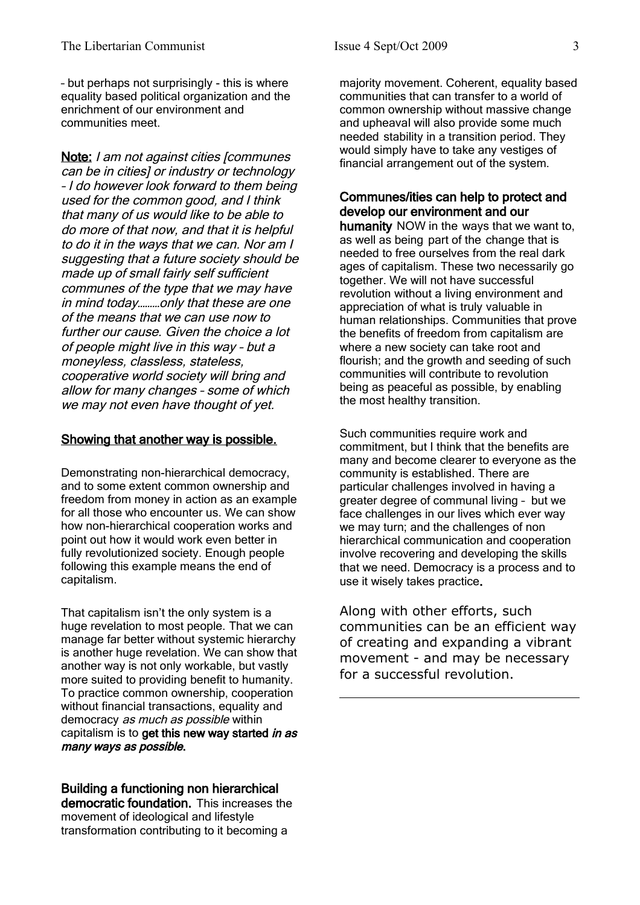– but perhaps not surprisingly - this is where equality based political organization and the enrichment of our environment and communities meet.

**Note:** *I am not against cities [communes can be in cities] or industry or technology – I do however look forward to them being used for the common good, and I think that many of us would like to be able to do more of that now, and that it is helpful to do it in the ways that we can. Nor am I suggesting that a future society should be made up of small fairly self sufficient communes of the type that we may have in mind today………only that these are one of the means that we can use now to further our cause. Given the choice a lot of people might live in this way – but a moneyless, classless, stateless, cooperative world society will bring and allow for many changes – some of which we may not even have thought of yet.*

## Showing that another way is possible.

Demonstrating non-hierarchical democracy, and to some extent common ownership and freedom from money in action as an example for all those who encounter us. We can show how non-hierarchical cooperation works and point out how it would work even better in fully revolutionized society. Enough people following this example means the end of capitalism.

That capitalism isn't the only system is a huge revelation to most people. That we can manage far better without systemic hierarchy is another huge revelation. We can show that another way is not only workable, but vastly more suited to providing benefit to humanity. To practice common ownership, cooperation without financial transactions, equality and democracy *as much as possible* within capitalism is to **get this new way started *in as many ways as possible*.**

**Building a functioning non hierarchical democratic foundation.** This increases the movement of ideological and lifestyle transformation contributing to it becoming a majority movement. Coherent, equality based communities that can transfer to a world of common ownership without massive change and upheaval will also provide some much needed stability in a transition period. They would simply have to take any vestiges of financial arrangement out of the system.

**Communes/ities can help to protect and develop our environment and our humanity** NOW in the ways that we want to, as well as being part of the change that is needed to free ourselves from the real dark ages of capitalism. These two necessarily go together. We will not have successful revolution without a living environment and appreciation of what is truly valuable in human relationships. Communities that prove the benefits of freedom from capitalism are where a new society can take root and flourish; and the growth and seeding of such communities will contribute to revolution being as peaceful as possible, by enabling the most healthy transition.

Such communities require work and commitment, but I think that the benefits are many and become clearer to everyone as the community is established. There are particular challenges involved in having a greater degree of communal living – but we face challenges in our lives which ever way we may turn; and the challenges of non hierarchical communication and cooperation involve recovering and developing the skills that we need. Democracy is a process and to use it wisely takes practice.

Along with other efforts, such communities can be an efficient way of creating and expanding a vibrant movement - and may be necessary for a successful revolution.

---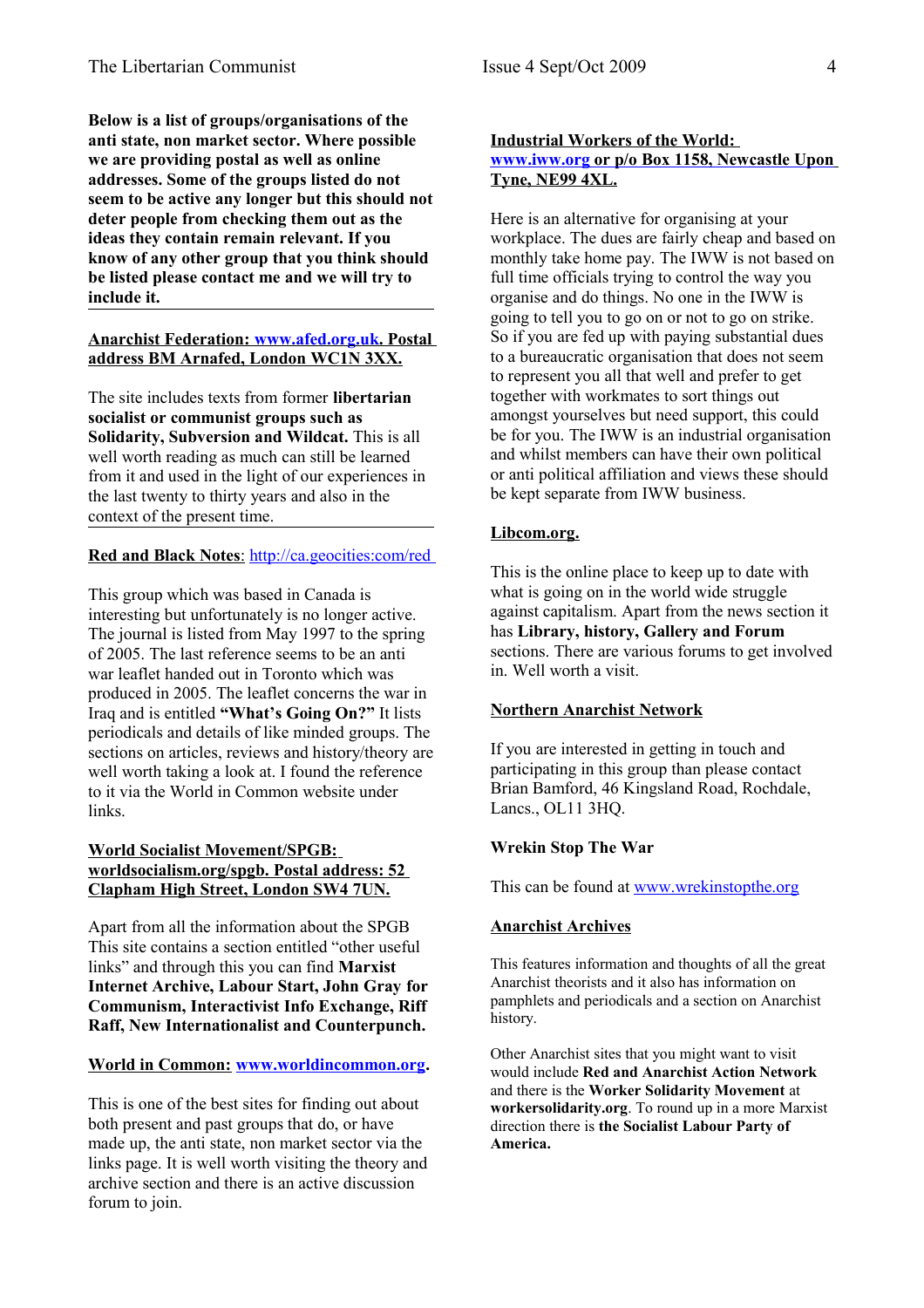**Below is a list of groups/organisations of the anti state, non market sector. Where possible we are providing postal as well as online addresses. Some of the groups listed do not seem to be active any longer but this should not deter people from checking them out as the ideas they contain remain relevant. If you know of any other group that you think should be listed please contact me and we will try to include it.**

---

**Anarchist Federation: www.afed.org.uk. Postal address BM Arnafed, London WC1N 3XX.**

The site includes texts from former **libertarian socialist or communist groups such as Solidarity, Subversion and Wildcat.** This is all well worth reading as much can still be learned from it and used in the light of our experiences in the last twenty to thirty years and also in the context of the present time.

---

**Red and Black Notes**: http://ca.geocities:com/red

This group which was based in Canada is interesting but unfortunately is no longer active. The journal is listed from May 1997 to the spring of 2005. The last reference seems to be an anti war leaflet handed out in Toronto which was produced in 2005. The leaflet concerns the war in Iraq and is entitled **"What's Going On?"** It lists periodicals and details of like minded groups. The sections on articles, reviews and history/theory are well worth taking a look at. I found the reference to it via the World in Common website under links.

**World Socialist Movement/SPGB: worldsocialism.org/spgb. Postal address: 52 Clapham High Street, London SW4 7UN.**

Apart from all the information about the SPGB This site contains a section entitled "other useful links" and through this you can find **Marxist Internet Archive, Labour Start, John Gray for Communism, Interactivist Info Exchange, Riff Raff, New Internationalist and Counterpunch.**

**World in Common: www.worldincommon.org.**

This is one of the best sites for finding out about both present and past groups that do, or have made up, the anti state, non market sector via the links page. It is well worth visiting the theory and archive section and there is an active discussion forum to join.

**Industrial Workers of the World: www.iww.org or p/o Box 1158, Newcastle Upon Tyne, NE99 4XL.**

Here is an alternative for organising at your workplace. The dues are fairly cheap and based on monthly take home pay. The IWW is not based on full time officials trying to control the way you organise and do things. No one in the IWW is going to tell you to go on or not to go on strike. So if you are fed up with paying substantial dues to a bureaucratic organisation that does not seem to represent you all that well and prefer to get together with workmates to sort things out amongst yourselves but need support, this could be for you. The IWW is an industrial organisation and whilst members can have their own political or anti political affiliation and views these should be kept separate from IWW business.

**Libcom.org.**

This is the online place to keep up to date with what is going on in the world wide struggle against capitalism. Apart from the news section it has **Library, history, Gallery and Forum** sections. There are various forums to get involved in. Well worth a visit.

**Northern Anarchist Network**

If you are interested in getting in touch and participating in this group than please contact Brian Bamford, 46 Kingsland Road, Rochdale, Lancs., OL11 3HQ.

**Wrekin Stop The War**

This can be found at www.wrekinstopthe.org

**Anarchist Archives**

This features information and thoughts of all the great Anarchist theorists and it also has information on pamphlets and periodicals and a section on Anarchist history.

Other Anarchist sites that you might want to visit would include **Red and Anarchist Action Network** and there is the **Worker Solidarity Movement** at **workersolidarity.org**. To round up in a more Marxist direction there is **the Socialist Labour Party of America.**